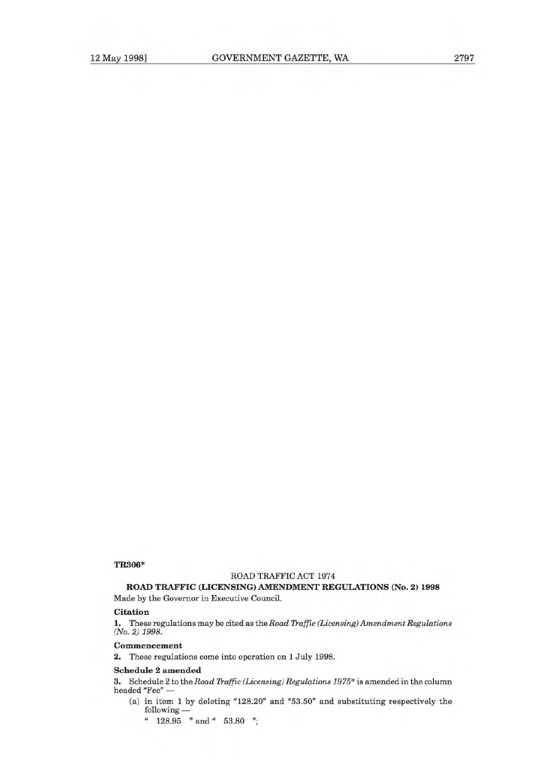**TR306***

ROAD TRAFFIC ACT 1974

**ROAD TRAFFIC (LICENSING) AMENDMENT REGULATIONS (No. 2) 1998**

Made by the Governor in Executive Council.

**Citation**

**1.** These regulations may be cited as the *Road Traffic (Licensing) Amendment Regulations (No. 2) 1998*.

**Commencement**

**2.** These regulations come into operation on 1 July 1998.

**Schedule 2 amended**

**3.** Schedule 2 to the *Road Traffic (Licensing) Regulations 1975** is amended in the column headed "Fee" —

(a) in item 1 by deleting "128.20" and "53.50" and substituting respectively the following —

" 128.95 " and " 53.80 ";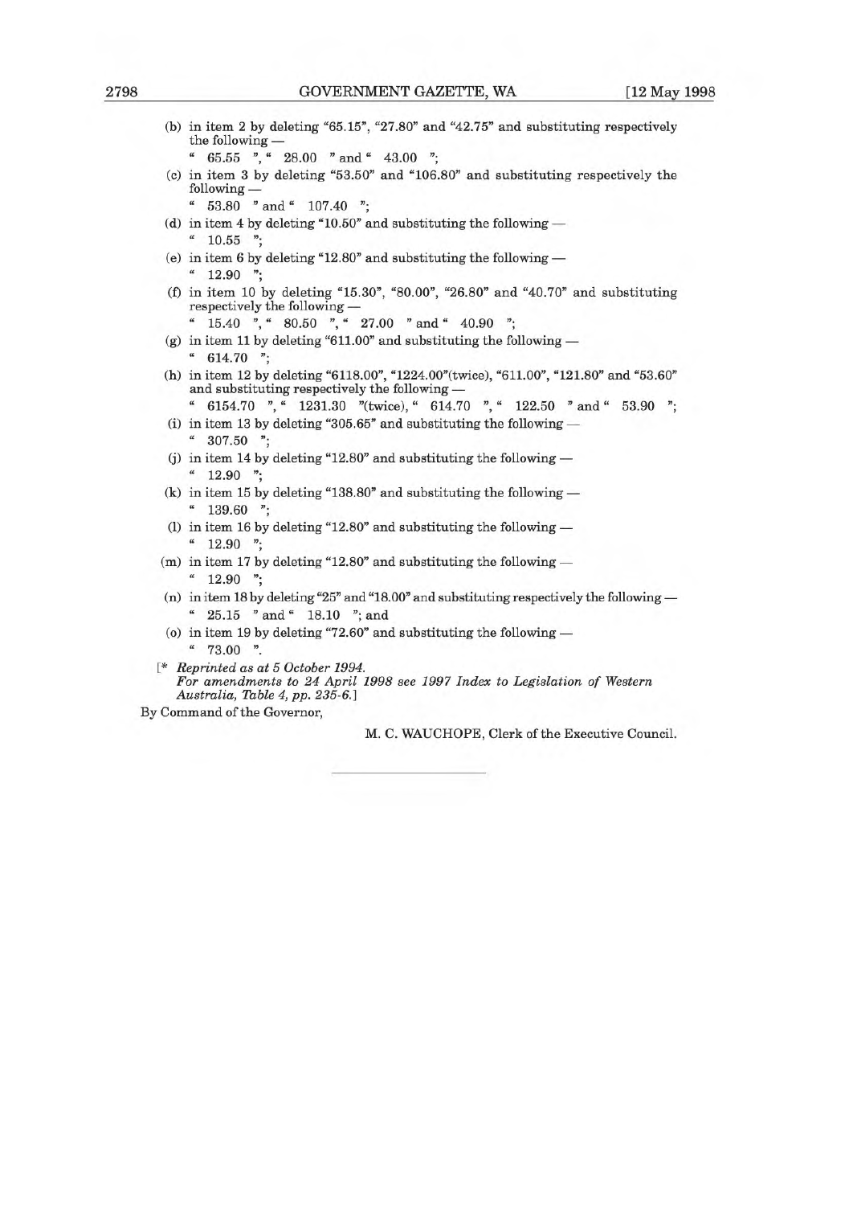(b) in item 2 by deleting "65.15", "27.80" and "42.75" and substituting respectively the following —

" 65.55 ", " 28.00 " and " 43.00 ";

(c) in item 3 by deleting "53.50" and "106.80" and substituting respectively the following —

" 53.80 " and " 107.40 ";

(d) in item 4 by deleting "10.50" and substituting the following —

" 10.55 ";

(e) in item 6 by deleting "12.80" and substituting the following —

" 12.90 ";

(f) in item 10 by deleting "15.30", "80.00", "26.80" and "40.70" and substituting respectively the following —

" 15.40 ", " 80.50 ", " 27.00 " and " 40.90 ";

(g) in item 11 by deleting "611.00" and substituting the following —

" 614.70 ";

(h) in item 12 by deleting "6118.00", "1224.00"(twice), "611.00", "121.80" and "53.60" and substituting respectively the following —

" 6154.70 ", " 1231.30 "(twice), " 614.70 ", " 122.50 " and " 53.90 ";

(i) in item 13 by deleting "305.65" and substituting the following —

" 307.50 ";

(j) in item 14 by deleting "12.80" and substituting the following —

" 12.90 ";

(k) in item 15 by deleting "138.80" and substituting the following —

" 139.60 ";

(l) in item 16 by deleting "12.80" and substituting the following —

" 12.90 ";

(m) in item 17 by deleting "12.80" and substituting the following —

" 12.90 ";

(n) in item 18 by deleting "25" and "18.00" and substituting respectively the following —

" 25.15 " and " 18.10 "; and

(o) in item 19 by deleting "72.60" and substituting the following —

" 73.00 ".

[* *Reprinted as at 5 October 1994.*
*For amendments to 24 April 1998 see 1997 Index to Legislation of Western Australia, Table 4, pp. 235-6.*]

By Command of the Governor,

M. C. WAUCHOPE, Clerk of the Executive Council.